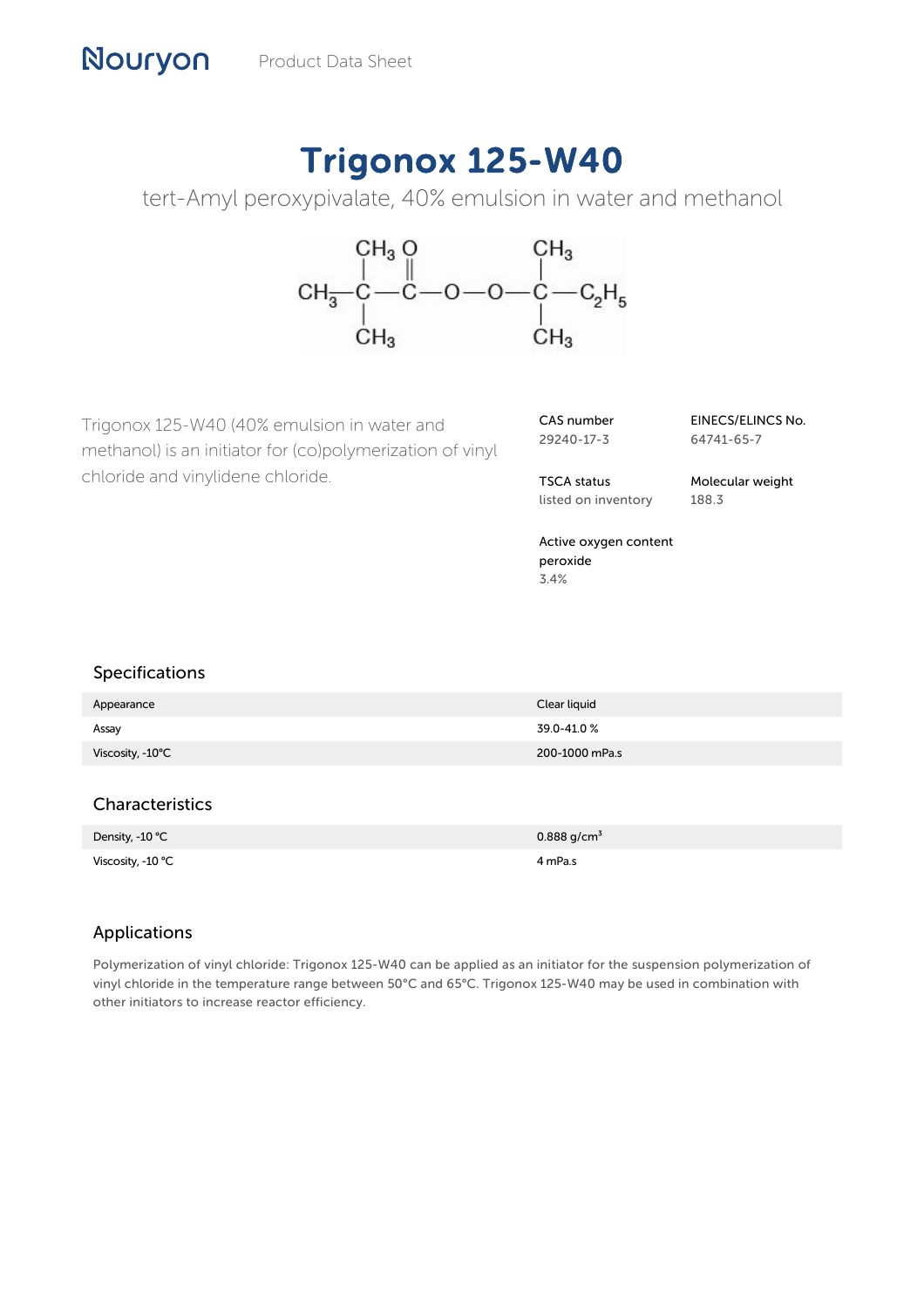# Trigonox 125-W40

tert-Amyl peroxypivalate, 40% emulsion in water and methanol

Trigonox 125-W40 (40% emulsion in water and methanol) is an initiator for (co)polymerization of vinyl chloride and vinylidene chloride.

**CAS number**
29240-17-3

**EINECS/ELINCS No.**
64741-65-7

**TSCA status**
listed on inventory

**Molecular weight**
188.3

**Active oxygen content peroxide**
3.4%

## Specifications

| | |
|---|---|
| Appearance | Clear liquid |
| Assay | 39.0-41.0 % |
| Viscosity, -10°C | 200-1000 mPa.s |

## Characteristics

| | |
|---|---|
| Density, -10 °C | 0.888 g/cm$^3$ |
| Viscosity, -10 °C | 4 mPa.s |

## Applications

Polymerization of vinyl chloride: Trigonox 125-W40 can be applied as an initiator for the suspension polymerization of vinyl chloride in the temperature range between 50°C and 65°C. Trigonox 125-W40 may be used in combination with other initiators to increase reactor efficiency.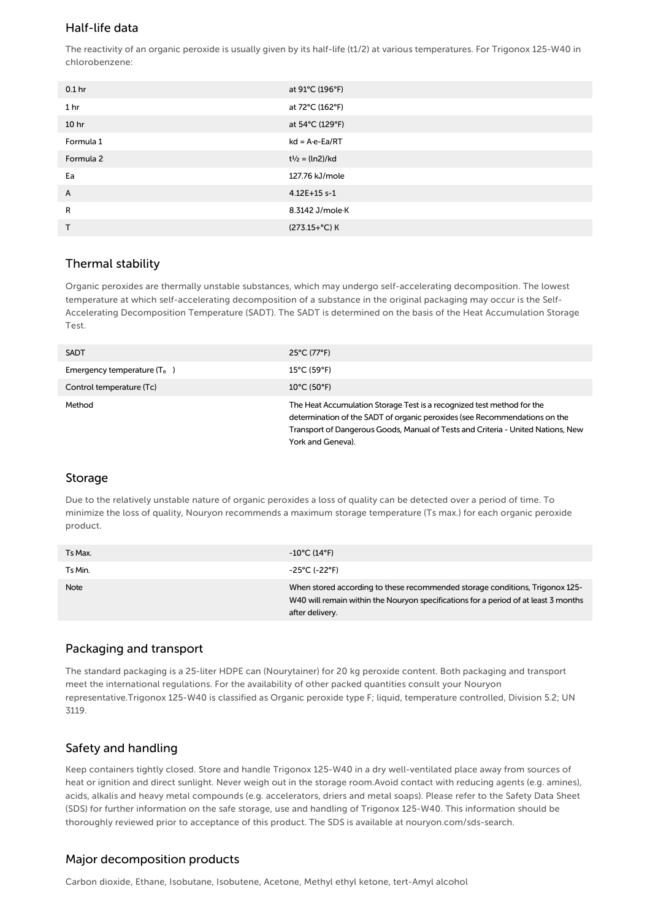## Half-life data

The reactivity of an organic peroxide is usually given by its half-life (t1/2) at various temperatures. For Trigonox 125-W40 in chlorobenzene:

| | |
|---|---|
| 0.1 hr | at 91°C (196°F) |
| 1 hr | at 72°C (162°F) |
| 10 hr | at 54°C (129°F) |
| Formula 1 | $kd = A \cdot e^{-Ea/RT}$ |
| Formula 2 | $t_{1/2} = (\ln 2)/kd$ |
| Ea | 127.76 kJ/mole |
| A | 4.12E+15 s-1 |
| R | 8.3142 J/mole·K |
| T | (273.15+°C) K |

## Thermal stability

Organic peroxides are thermally unstable substances, which may undergo self-accelerating decomposition. The lowest temperature at which self-accelerating decomposition of a substance in the original packaging may occur is the Self-Accelerating Decomposition Temperature (SADT). The SADT is determined on the basis of the Heat Accumulation Storage Test.

| | |
|---|---|
| SADT | 25°C (77°F) |
| Emergency temperature ($T_e$) | 15°C (59°F) |
| Control temperature (Tc) | 10°C (50°F) |
| Method | The Heat Accumulation Storage Test is a recognized test method for the determination of the SADT of organic peroxides (see Recommendations on the Transport of Dangerous Goods, Manual of Tests and Criteria - United Nations, New York and Geneva). |

## Storage

Due to the relatively unstable nature of organic peroxides a loss of quality can be detected over a period of time. To minimize the loss of quality, Nouryon recommends a maximum storage temperature (Ts max.) for each organic peroxide product.

| | |
|---|---|
| Ts Max. | -10°C (14°F) |
| Ts Min. | -25°C (-22°F) |
| Note | When stored according to these recommended storage conditions, Trigonox 125-W40 will remain within the Nouryon specifications for a period of at least 3 months after delivery. |

## Packaging and transport

The standard packaging is a 25-liter HDPE can (Nourytainer) for 20 kg peroxide content. Both packaging and transport meet the international regulations. For the availability of other packed quantities consult your Nouryon representative.Trigonox 125-W40 is classified as Organic peroxide type F; liquid, temperature controlled, Division 5.2; UN 3119.

## Safety and handling

Keep containers tightly closed. Store and handle Trigonox 125-W40 in a dry well-ventilated place away from sources of heat or ignition and direct sunlight. Never weigh out in the storage room.Avoid contact with reducing agents (e.g. amines), acids, alkalis and heavy metal compounds (e.g. accelerators, driers and metal soaps). Please refer to the Safety Data Sheet (SDS) for further information on the safe storage, use and handling of Trigonox 125-W40. This information should be thoroughly reviewed prior to acceptance of this product. The SDS is available at nouryon.com/sds-search.

## Major decomposition products

Carbon dioxide, Ethane, Isobutane, Isobutene, Acetone, Methyl ethyl ketone, tert-Amyl alcohol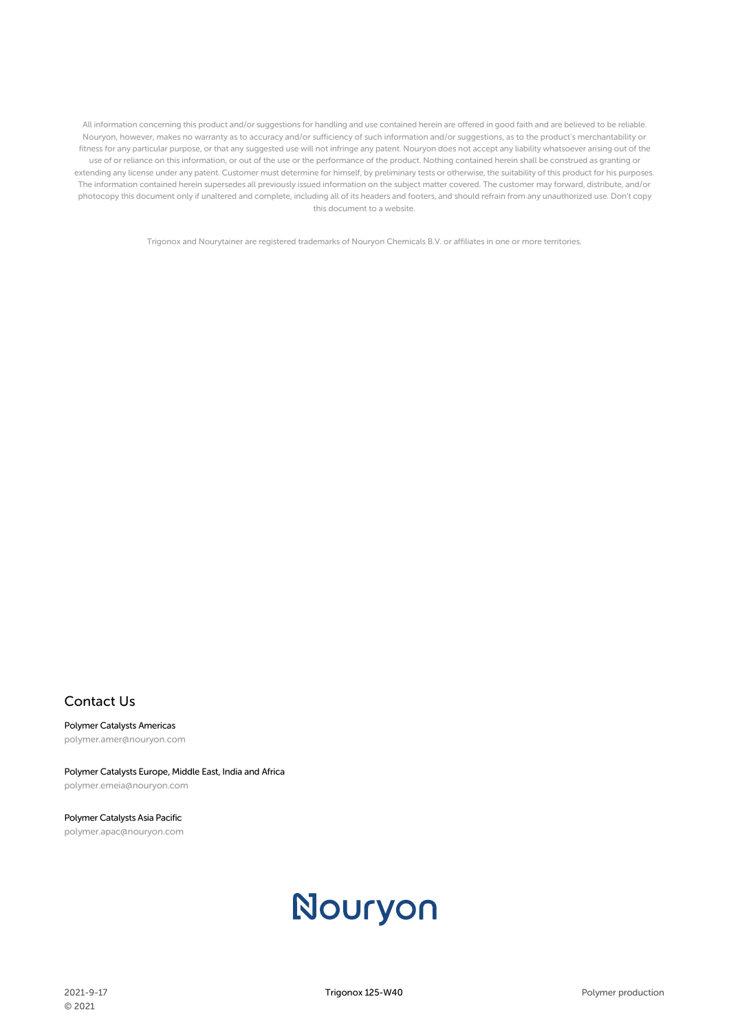All information concerning this product and/or suggestions for handling and use contained herein are offered in good faith and are believed to be reliable. Nouryon, however, makes no warranty as to accuracy and/or sufficiency of such information and/or suggestions, as to the product's merchantability or fitness for any particular purpose, or that any suggested use will not infringe any patent. Nouryon does not accept any liability whatsoever arising out of the use of or reliance on this information, or out of the use or the performance of the product. Nothing contained herein shall be construed as granting or extending any license under any patent. Customer must determine for himself, by preliminary tests or otherwise, the suitability of this product for his purposes. The information contained herein supersedes all previously issued information on the subject matter covered. The customer may forward, distribute, and/or photocopy this document only if unaltered and complete, including all of its headers and footers, and should refrain from any unauthorized use. Don't copy this document to a website.

Trigonox and Nourytainer are registered trademarks of Nouryon Chemicals B.V. or affiliates in one or more territories.

## Contact Us

Polymer Catalysts Americas
polymer.amer@nouryon.com

Polymer Catalysts Europe, Middle East, India and Africa
polymer.emeia@nouryon.com

Polymer Catalysts Asia Pacific
polymer.apac@nouryon.com

Nouryon

2021-9-17
© 2021